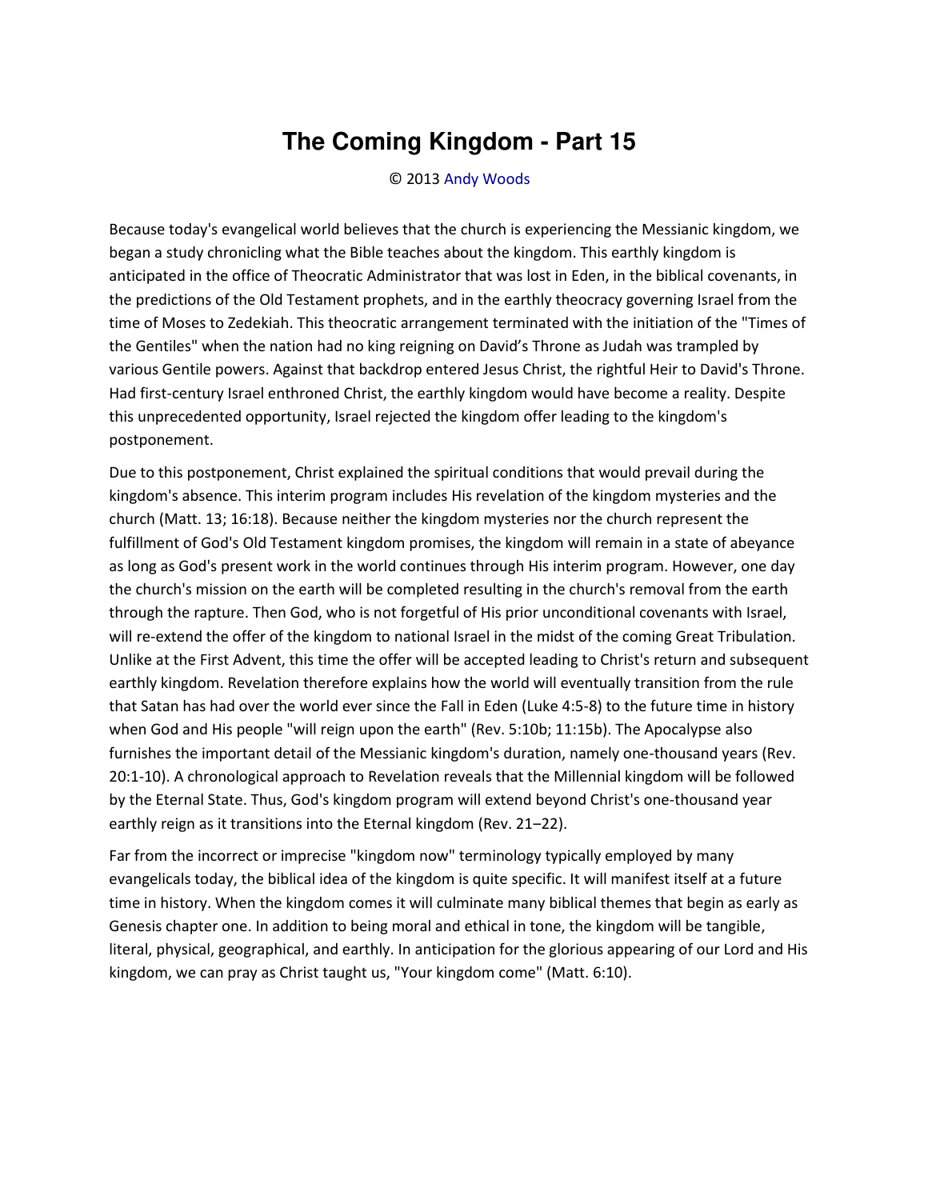# The Coming Kingdom - Part 15

© 2013 Andy Woods

Because today's evangelical world believes that the church is experiencing the Messianic kingdom, we began a study chronicling what the Bible teaches about the kingdom. This earthly kingdom is anticipated in the office of Theocratic Administrator that was lost in Eden, in the biblical covenants, in the predictions of the Old Testament prophets, and in the earthly theocracy governing Israel from the time of Moses to Zedekiah. This theocratic arrangement terminated with the initiation of the "Times of the Gentiles" when the nation had no king reigning on David's Throne as Judah was trampled by various Gentile powers. Against that backdrop entered Jesus Christ, the rightful Heir to David's Throne. Had first-century Israel enthroned Christ, the earthly kingdom would have become a reality. Despite this unprecedented opportunity, Israel rejected the kingdom offer leading to the kingdom's postponement.

Due to this postponement, Christ explained the spiritual conditions that would prevail during the kingdom's absence. This interim program includes His revelation of the kingdom mysteries and the church (Matt. 13; 16:18). Because neither the kingdom mysteries nor the church represent the fulfillment of God's Old Testament kingdom promises, the kingdom will remain in a state of abeyance as long as God's present work in the world continues through His interim program. However, one day the church's mission on the earth will be completed resulting in the church's removal from the earth through the rapture. Then God, who is not forgetful of His prior unconditional covenants with Israel, will re-extend the offer of the kingdom to national Israel in the midst of the coming Great Tribulation. Unlike at the First Advent, this time the offer will be accepted leading to Christ's return and subsequent earthly kingdom. Revelation therefore explains how the world will eventually transition from the rule that Satan has had over the world ever since the Fall in Eden (Luke 4:5-8) to the future time in history when God and His people "will reign upon the earth" (Rev. 5:10b; 11:15b). The Apocalypse also furnishes the important detail of the Messianic kingdom's duration, namely one-thousand years (Rev. 20:1-10). A chronological approach to Revelation reveals that the Millennial kingdom will be followed by the Eternal State. Thus, God's kingdom program will extend beyond Christ's one-thousand year earthly reign as it transitions into the Eternal kingdom (Rev. 21–22).

Far from the incorrect or imprecise "kingdom now" terminology typically employed by many evangelicals today, the biblical idea of the kingdom is quite specific. It will manifest itself at a future time in history. When the kingdom comes it will culminate many biblical themes that begin as early as Genesis chapter one. In addition to being moral and ethical in tone, the kingdom will be tangible, literal, physical, geographical, and earthly. In anticipation for the glorious appearing of our Lord and His kingdom, we can pray as Christ taught us, "Your kingdom come" (Matt. 6:10).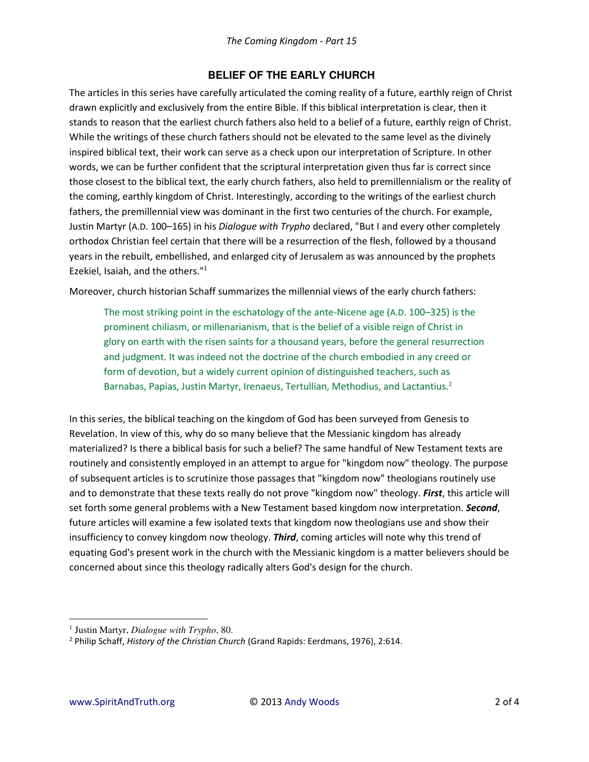## BELIEF OF THE EARLY CHURCH

The articles in this series have carefully articulated the coming reality of a future, earthly reign of Christ drawn explicitly and exclusively from the entire Bible. If this biblical interpretation is clear, then it stands to reason that the earliest church fathers also held to a belief of a future, earthly reign of Christ. While the writings of these church fathers should not be elevated to the same level as the divinely inspired biblical text, their work can serve as a check upon our interpretation of Scripture. In other words, we can be further confident that the scriptural interpretation given thus far is correct since those closest to the biblical text, the early church fathers, also held to premillennialism or the reality of the coming, earthly kingdom of Christ. Interestingly, according to the writings of the earliest church fathers, the premillennial view was dominant in the first two centuries of the church. For example, Justin Martyr (A.D. 100–165) in his *Dialogue with Trypho* declared, "But I and every other completely orthodox Christian feel certain that there will be a resurrection of the flesh, followed by a thousand years in the rebuilt, embellished, and enlarged city of Jerusalem as was announced by the prophets Ezekiel, Isaiah, and the others."[1]

Moreover, church historian Schaff summarizes the millennial views of the early church fathers:

> The most striking point in the eschatology of the ante-Nicene age (A.D. 100–325) is the prominent chiliasm, or millenarianism, that is the belief of a visible reign of Christ in glory on earth with the risen saints for a thousand years, before the general resurrection and judgment. It was indeed not the doctrine of the church embodied in any creed or form of devotion, but a widely current opinion of distinguished teachers, such as Barnabas, Papias, Justin Martyr, Irenaeus, Tertullian, Methodius, and Lactantius.[2]

In this series, the biblical teaching on the kingdom of God has been surveyed from Genesis to Revelation. In view of this, why do so many believe that the Messianic kingdom has already materialized? Is there a biblical basis for such a belief? The same handful of New Testament texts are routinely and consistently employed in an attempt to argue for "kingdom now" theology. The purpose of subsequent articles is to scrutinize those passages that "kingdom now" theologians routinely use and to demonstrate that these texts really do not prove "kingdom now" theology. ***First***, this article will set forth some general problems with a New Testament based kingdom now interpretation. ***Second***, future articles will examine a few isolated texts that kingdom now theologians use and show their insufficiency to convey kingdom now theology. ***Third***, coming articles will note why this trend of equating God's present work in the church with the Messianic kingdom is a matter believers should be concerned about since this theology radically alters God's design for the church.

---

[1] Justin Martyr, *Dialogue with Trypho*, 80.

[2] Philip Schaff, *History of the Christian Church* (Grand Rapids: Eerdmans, 1976), 2:614.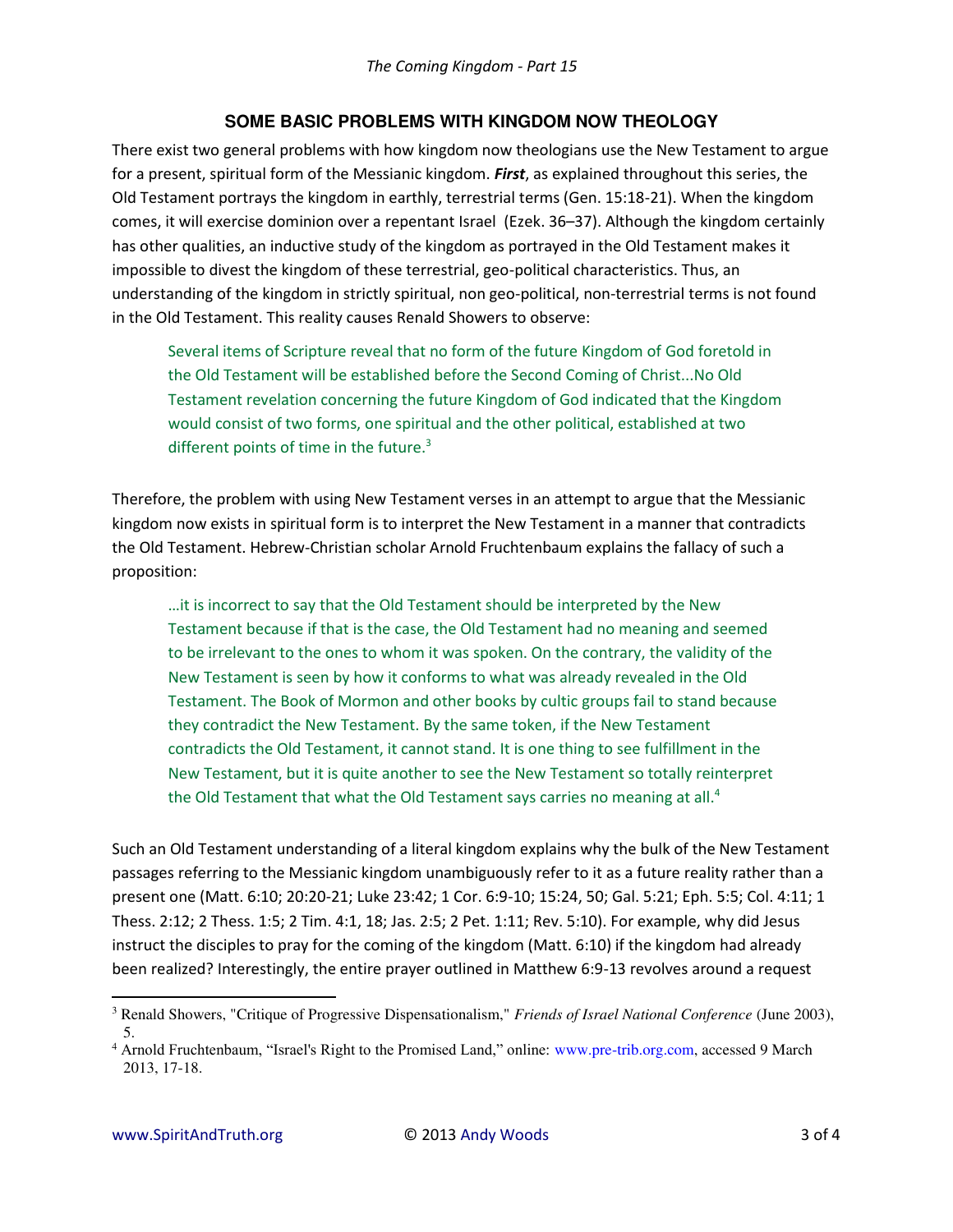## SOME BASIC PROBLEMS WITH KINGDOM NOW THEOLOGY

There exist two general problems with how kingdom now theologians use the New Testament to argue for a present, spiritual form of the Messianic kingdom. ***First***, as explained throughout this series, the Old Testament portrays the kingdom in earthly, terrestrial terms (Gen. 15:18-21). When the kingdom comes, it will exercise dominion over a repentant Israel (Ezek. 36–37). Although the kingdom certainly has other qualities, an inductive study of the kingdom as portrayed in the Old Testament makes it impossible to divest the kingdom of these terrestrial, geo-political characteristics. Thus, an understanding of the kingdom in strictly spiritual, non geo-political, non-terrestrial terms is not found in the Old Testament. This reality causes Renald Showers to observe:

> Several items of Scripture reveal that no form of the future Kingdom of God foretold in the Old Testament will be established before the Second Coming of Christ...No Old Testament revelation concerning the future Kingdom of God indicated that the Kingdom would consist of two forms, one spiritual and the other political, established at two different points of time in the future.[3]

Therefore, the problem with using New Testament verses in an attempt to argue that the Messianic kingdom now exists in spiritual form is to interpret the New Testament in a manner that contradicts the Old Testament. Hebrew-Christian scholar Arnold Fruchtenbaum explains the fallacy of such a proposition:

> …it is incorrect to say that the Old Testament should be interpreted by the New Testament because if that is the case, the Old Testament had no meaning and seemed to be irrelevant to the ones to whom it was spoken. On the contrary, the validity of the New Testament is seen by how it conforms to what was already revealed in the Old Testament. The Book of Mormon and other books by cultic groups fail to stand because they contradict the New Testament. By the same token, if the New Testament contradicts the Old Testament, it cannot stand. It is one thing to see fulfillment in the New Testament, but it is quite another to see the New Testament so totally reinterpret the Old Testament that what the Old Testament says carries no meaning at all.[4]

Such an Old Testament understanding of a literal kingdom explains why the bulk of the New Testament passages referring to the Messianic kingdom unambiguously refer to it as a future reality rather than a present one (Matt. 6:10; 20:20-21; Luke 23:42; 1 Cor. 6:9-10; 15:24, 50; Gal. 5:21; Eph. 5:5; Col. 4:11; 1 Thess. 2:12; 2 Thess. 1:5; 2 Tim. 4:1, 18; Jas. 2:5; 2 Pet. 1:11; Rev. 5:10). For example, why did Jesus instruct the disciples to pray for the coming of the kingdom (Matt. 6:10) if the kingdom had already been realized? Interestingly, the entire prayer outlined in Matthew 6:9-13 revolves around a request

---

[3] Renald Showers, "Critique of Progressive Dispensationalism," *Friends of Israel National Conference* (June 2003), 5.

[4] Arnold Fruchtenbaum, "Israel's Right to the Promised Land," online: www.pre-trib.org.com, accessed 9 March 2013, 17-18.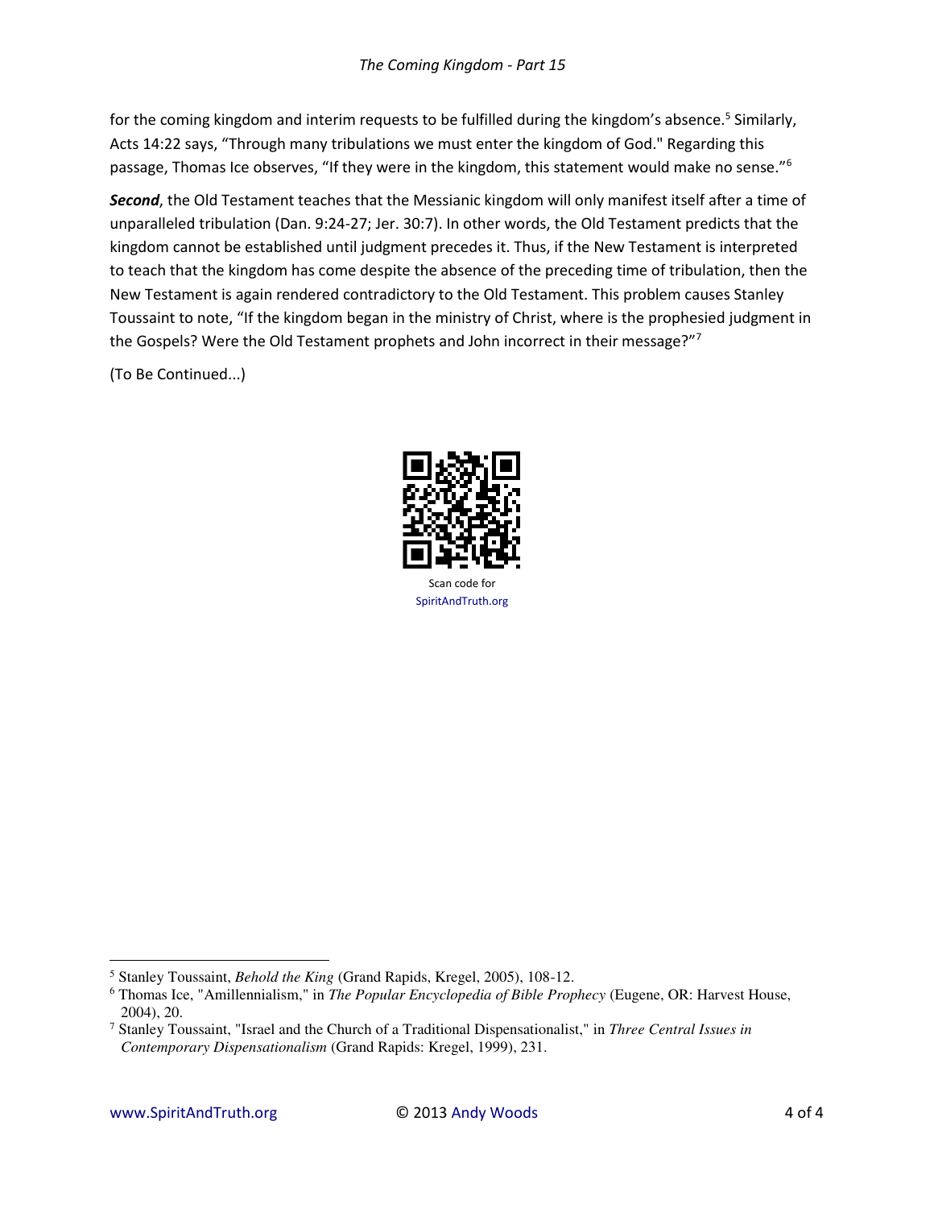for the coming kingdom and interim requests to be fulfilled during the kingdom's absence.[5] Similarly, Acts 14:22 says, "Through many tribulations we must enter the kingdom of God." Regarding this passage, Thomas Ice observes, "If they were in the kingdom, this statement would make no sense."[6]

***Second***, the Old Testament teaches that the Messianic kingdom will only manifest itself after a time of unparalleled tribulation (Dan. 9:24-27; Jer. 30:7). In other words, the Old Testament predicts that the kingdom cannot be established until judgment precedes it. Thus, if the New Testament is interpreted to teach that the kingdom has come despite the absence of the preceding time of tribulation, then the New Testament is again rendered contradictory to the Old Testament. This problem causes Stanley Toussaint to note, "If the kingdom began in the ministry of Christ, where is the prophesied judgment in the Gospels? Were the Old Testament prophets and John incorrect in their message?"[7]

(To Be Continued...)

Scan code for
SpiritAndTruth.org

---

[5] Stanley Toussaint, *Behold the King* (Grand Rapids, Kregel, 2005), 108-12.

[6] Thomas Ice, "Amillennialism," in *The Popular Encyclopedia of Bible Prophecy* (Eugene, OR: Harvest House, 2004), 20.

[7] Stanley Toussaint, "Israel and the Church of a Traditional Dispensationalist," in *Three Central Issues in Contemporary Dispensationalism* (Grand Rapids: Kregel, 1999), 231.